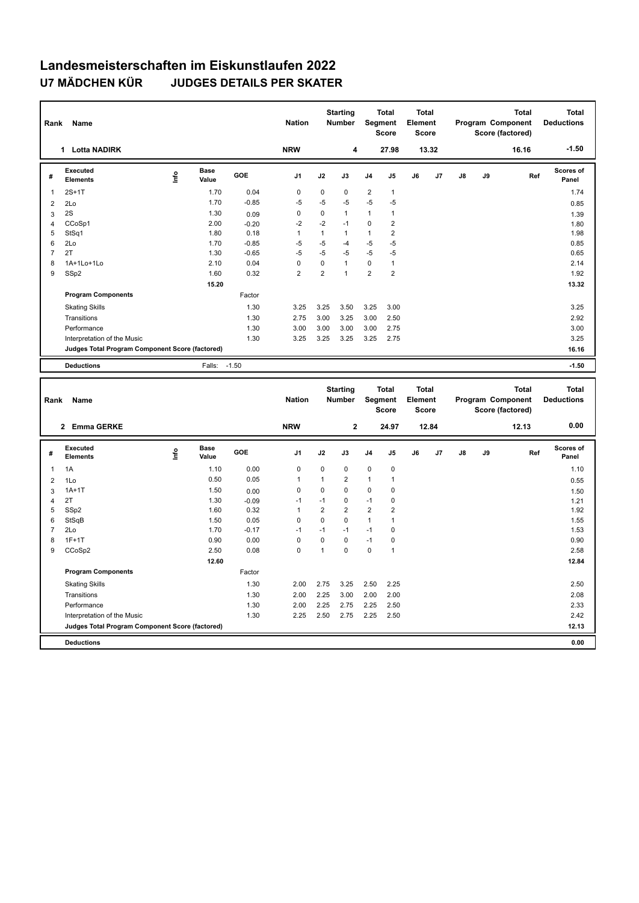# Landesmeisterschaften im Eiskunstlaufen 2022

## U7 MÄDCHEN KÜR JUDGES DETAILS PER SKATER

| Rank | Name | Nation | Starting Number | Total Segment Score | Total Element Score | Total Program Component Score (factored) | Total Deductions |
|---|---|---|---|---|---|---|---|
| 1 | Lotta NADIRK | NRW | 4 | 27.98 | 13.32 | 16.16 | -1.50 |

| # | Executed Elements | Info | Base Value | GOE | J1 | J2 | J3 | J4 | J5 | J6 | J7 | J8 | J9 | Ref | Scores of Panel |
|---|---|---|---|---|---|---|---|---|---|---|---|---|---|---|---|
| 1 | 2S+1T | | 1.70 | 0.04 | 0 | 0 | 0 | 2 | 1 | | | | | | 1.74 |
| 2 | 2Lo | | 1.70 | -0.85 | -5 | -5 | -5 | -5 | -5 | | | | | | 0.85 |
| 3 | 2S | | 1.30 | 0.09 | 0 | 0 | 1 | 1 | 1 | | | | | | 1.39 |
| 4 | CCoSp1 | | 2.00 | -0.20 | -2 | -2 | -1 | 0 | 2 | | | | | | 1.80 |
| 5 | StSq1 | | 1.80 | 0.18 | 1 | 1 | 1 | 1 | 2 | | | | | | 1.98 |
| 6 | 2Lo | | 1.70 | -0.85 | -5 | -5 | -4 | -5 | -5 | | | | | | 0.85 |
| 7 | 2T | | 1.30 | -0.65 | -5 | -5 | -5 | -5 | -5 | | | | | | 0.65 |
| 8 | 1A+1Lo+1Lo | | 2.10 | 0.04 | 0 | 0 | 1 | 0 | 1 | | | | | | 2.14 |
| 9 | SSp2 | | 1.60 | 0.32 | 2 | 2 | 1 | 2 | 2 | | | | | | 1.92 |
| | | | 15.20 | | | | | | | | | | | | 13.32 |
| | **Program Components** | | | Factor | | | | | | | | | | | |
| | Skating Skills | | | 1.30 | 3.25 | 3.25 | 3.50 | 3.25 | 3.00 | | | | | | 3.25 |
| | Transitions | | | 1.30 | 2.75 | 3.00 | 3.25 | 3.00 | 2.50 | | | | | | 2.92 |
| | Performance | | | 1.30 | 3.00 | 3.00 | 3.00 | 3.00 | 2.75 | | | | | | 3.00 |
| | Interpretation of the Music | | | 1.30 | 3.25 | 3.25 | 3.25 | 3.25 | 2.75 | | | | | | 3.25 |
| | **Judges Total Program Component Score (factored)** | | | | | | | | | | | | | | 16.16 |
| | **Deductions** | | Falls: | -1.50 | | | | | | | | | | | -1.50 |

| Rank | Name | Nation | Starting Number | Total Segment Score | Total Element Score | Total Program Component Score (factored) | Total Deductions |
|---|---|---|---|---|---|---|---|
| 2 | Emma GERKE | NRW | 2 | 24.97 | 12.84 | 12.13 | 0.00 |

| # | Executed Elements | Info | Base Value | GOE | J1 | J2 | J3 | J4 | J5 | J6 | J7 | J8 | J9 | Ref | Scores of Panel |
|---|---|---|---|---|---|---|---|---|---|---|---|---|---|---|---|
| 1 | 1A | | 1.10 | 0.00 | 0 | 0 | 0 | 0 | 0 | | | | | | 1.10 |
| 2 | 1Lo | | 0.50 | 0.05 | 1 | 1 | 2 | 1 | 1 | | | | | | 0.55 |
| 3 | 1A+1T | | 1.50 | 0.00 | 0 | 0 | 0 | 0 | 0 | | | | | | 1.50 |
| 4 | 2T | | 1.30 | -0.09 | -1 | -1 | 0 | -1 | 0 | | | | | | 1.21 |
| 5 | SSp2 | | 1.60 | 0.32 | 1 | 2 | 2 | 2 | 2 | | | | | | 1.92 |
| 6 | StSqB | | 1.50 | 0.05 | 0 | 0 | 0 | 1 | 1 | | | | | | 1.55 |
| 7 | 2Lo | | 1.70 | -0.17 | -1 | -1 | -1 | -1 | 0 | | | | | | 1.53 |
| 8 | 1F+1T | | 0.90 | 0.00 | 0 | 0 | 0 | -1 | 0 | | | | | | 0.90 |
| 9 | CCoSp2 | | 2.50 | 0.08 | 0 | 1 | 0 | 0 | 1 | | | | | | 2.58 |
| | | | 12.60 | | | | | | | | | | | | 12.84 |
| | **Program Components** | | | Factor | | | | | | | | | | | |
| | Skating Skills | | | 1.30 | 2.00 | 2.75 | 3.25 | 2.50 | 2.25 | | | | | | 2.50 |
| | Transitions | | | 1.30 | 2.00 | 2.25 | 3.00 | 2.00 | 2.00 | | | | | | 2.08 |
| | Performance | | | 1.30 | 2.00 | 2.25 | 2.75 | 2.25 | 2.50 | | | | | | 2.33 |
| | Interpretation of the Music | | | 1.30 | 2.25 | 2.50 | 2.75 | 2.25 | 2.50 | | | | | | 2.42 |
| | **Judges Total Program Component Score (factored)** | | | | | | | | | | | | | | 12.13 |
| | **Deductions** | | | | | | | | | | | | | | 0.00 |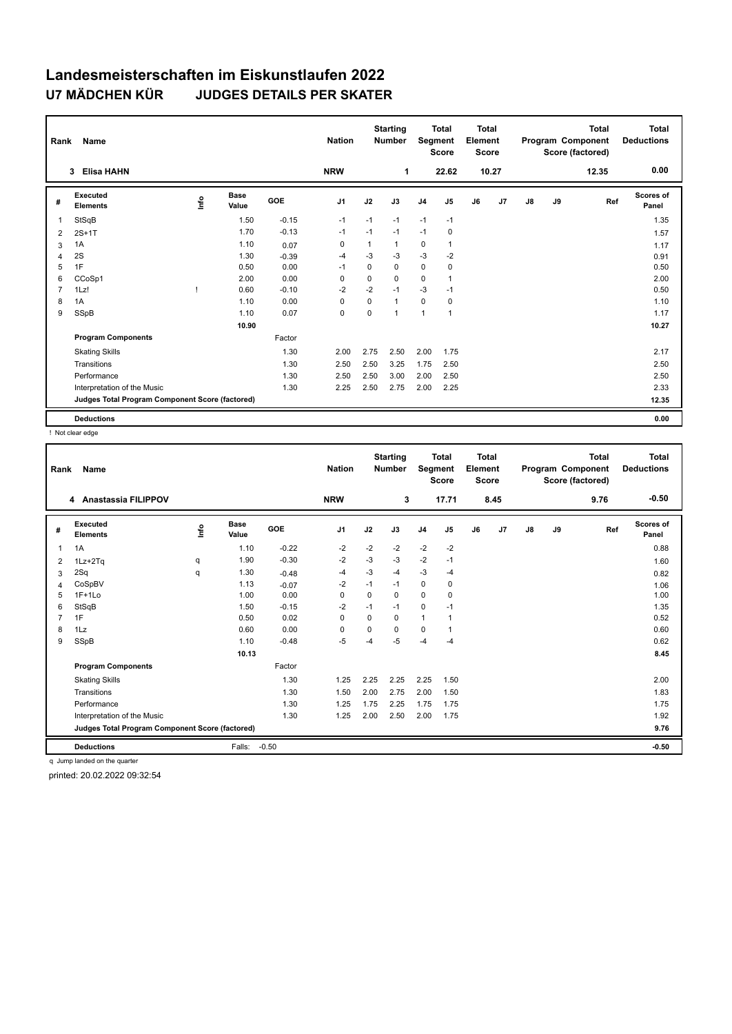# Landesmeisterschaften im Eiskunstlaufen 2022

## U7 MÄDCHEN KÜR JUDGES DETAILS PER SKATER

| Rank | Name | Nation | Starting Number | Total Segment Score | Total Element Score | Total Program Component Score (factored) | Total Deductions |
|---|---|---|---|---|---|---|---|
| 3 | Elisa HAHN | NRW | 1 | 22.62 | 10.27 | 12.35 | 0.00 |

| # | Executed Elements | Info | Base Value | GOE | J1 | J2 | J3 | J4 | J5 | J6 | J7 | J8 | J9 | Ref | Scores of Panel |
|---|---|---|---|---|---|---|---|---|---|---|---|---|---|---|---|
| 1 | StSqB | | 1.50 | -0.15 | -1 | -1 | -1 | -1 | -1 | | | | | | 1.35 |
| 2 | 2S+1T | | 1.70 | -0.13 | -1 | -1 | -1 | -1 | 0 | | | | | | 1.57 |
| 3 | 1A | | 1.10 | 0.07 | 0 | 1 | 1 | 0 | 1 | | | | | | 1.17 |
| 4 | 2S | | 1.30 | -0.39 | -4 | -3 | -3 | -3 | -2 | | | | | | 0.91 |
| 5 | 1F | | 0.50 | 0.00 | -1 | 0 | 0 | 0 | 0 | | | | | | 0.50 |
| 6 | CCoSp1 | | 2.00 | 0.00 | 0 | 0 | 0 | 0 | 1 | | | | | | 2.00 |
| 7 | 1Lz! | ! | 0.60 | -0.10 | -2 | -2 | -1 | -3 | -1 | | | | | | 0.50 |
| 8 | 1A | | 1.10 | 0.00 | 0 | 0 | 1 | 0 | 0 | | | | | | 1.10 |
| 9 | SSpB | | 1.10 | 0.07 | 0 | 0 | 1 | 1 | 1 | | | | | | 1.17 |
| | | | 10.90 | | | | | | | | | | | | 10.27 |
| | **Program Components** | | | Factor | | | | | | | | | | | |
| | Skating Skills | | | 1.30 | 2.00 | 2.75 | 2.50 | 2.00 | 1.75 | | | | | | 2.17 |
| | Transitions | | | 1.30 | 2.50 | 2.50 | 3.25 | 1.75 | 2.50 | | | | | | 2.50 |
| | Performance | | | 1.30 | 2.50 | 2.50 | 3.00 | 2.00 | 2.50 | | | | | | 2.50 |
| | Interpretation of the Music | | | 1.30 | 2.25 | 2.50 | 2.75 | 2.00 | 2.25 | | | | | | 2.33 |
| | **Judges Total Program Component Score (factored)** | | | | | | | | | | | | | | 12.35 |
| | **Deductions** | | | | | | | | | | | | | | 0.00 |

! Not clear edge

| Rank | Name | Nation | Starting Number | Total Segment Score | Total Element Score | Total Program Component Score (factored) | Total Deductions |
|---|---|---|---|---|---|---|---|
| 4 | Anastassia FILIPPOV | NRW | 3 | 17.71 | 8.45 | 9.76 | -0.50 |

| # | Executed Elements | Info | Base Value | GOE | J1 | J2 | J3 | J4 | J5 | J6 | J7 | J8 | J9 | Ref | Scores of Panel |
|---|---|---|---|---|---|---|---|---|---|---|---|---|---|---|---|
| 1 | 1A | | 1.10 | -0.22 | -2 | -2 | -2 | -2 | -2 | | | | | | 0.88 |
| 2 | 1Lz+2Tq | q | 1.90 | -0.30 | -2 | -3 | -3 | -2 | -1 | | | | | | 1.60 |
| 3 | 2Sq | q | 1.30 | -0.48 | -4 | -3 | -4 | -3 | -4 | | | | | | 0.82 |
| 4 | CoSpBV | | 1.13 | -0.07 | -2 | -1 | -1 | 0 | 0 | | | | | | 1.06 |
| 5 | 1F+1Lo | | 1.00 | 0.00 | 0 | 0 | 0 | 0 | 0 | | | | | | 1.00 |
| 6 | StSqB | | 1.50 | -0.15 | -2 | -1 | -1 | 0 | -1 | | | | | | 1.35 |
| 7 | 1F | | 0.50 | 0.02 | 0 | 0 | 0 | 1 | 1 | | | | | | 0.52 |
| 8 | 1Lz | | 0.60 | 0.00 | 0 | 0 | 0 | 0 | 1 | | | | | | 0.60 |
| 9 | SSpB | | 1.10 | -0.48 | -5 | -4 | -5 | -4 | -4 | | | | | | 0.62 |
| | | | 10.13 | | | | | | | | | | | | 8.45 |
| | **Program Components** | | | Factor | | | | | | | | | | | |
| | Skating Skills | | | 1.30 | 1.25 | 2.25 | 2.25 | 2.25 | 1.50 | | | | | | 2.00 |
| | Transitions | | | 1.30 | 1.50 | 2.00 | 2.75 | 2.00 | 1.50 | | | | | | 1.83 |
| | Performance | | | 1.30 | 1.25 | 1.75 | 2.25 | 1.75 | 1.75 | | | | | | 1.75 |
| | Interpretation of the Music | | | 1.30 | 1.25 | 2.00 | 2.50 | 2.00 | 1.75 | | | | | | 1.92 |
| | **Judges Total Program Component Score (factored)** | | | | | | | | | | | | | | 9.76 |
| | **Deductions** | | Falls: | -0.50 | | | | | | | | | | | -0.50 |

q Jump landed on the quarter

printed: 20.02.2022 09:32:54